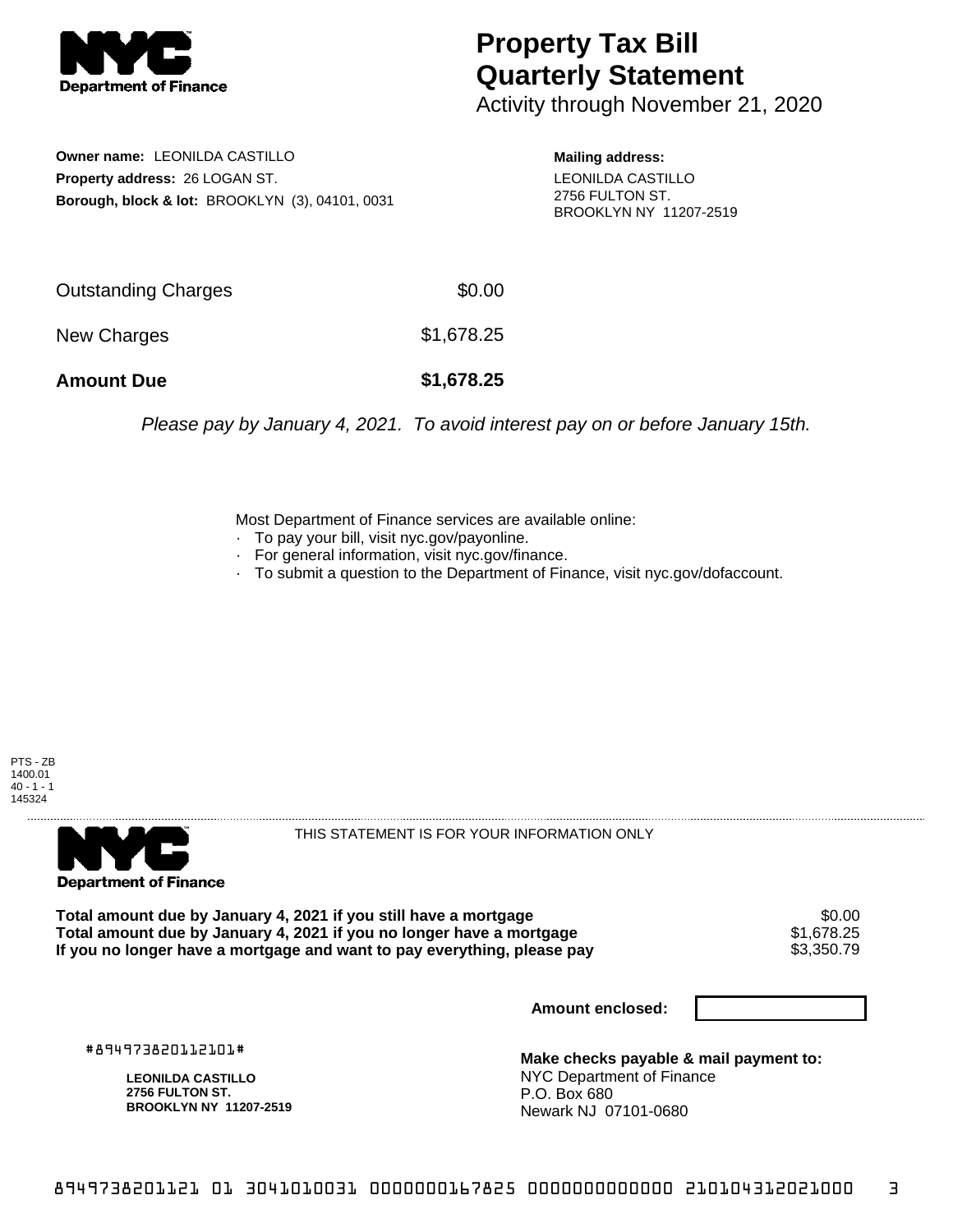# Property Tax Bill Quarterly Statement

Activity through November 21, 2020

**Owner name:** LEONILDA CASTILLO
**Property address:** 26 LOGAN ST.
**Borough, block & lot:** BROOKLYN (3), 04101, 0031

**Mailing address:**
LEONILDA CASTILLO
2756 FULTON ST.
BROOKLYN NY 11207-2519

| | |
|---|---|
| Outstanding Charges | $0.00 |
| New Charges | $1,678.25 |
| **Amount Due** | **$1,678.25** |

*Please pay by January 4, 2021. To avoid interest pay on or before January 15th.*

Most Department of Finance services are available online:
- To pay your bill, visit nyc.gov/payonline.
- For general information, visit nyc.gov/finance.
- To submit a question to the Department of Finance, visit nyc.gov/dofaccount.

PTS - ZB
1400.01
40 - 1 - 1
145324

THIS STATEMENT IS FOR YOUR INFORMATION ONLY

| | |
|---|---|
| **Total amount due by January 4, 2021 if you still have a mortgage** | $0.00 |
| **Total amount due by January 4, 2021 if you no longer have a mortgage** | $1,678.25 |
| **If you no longer have a mortgage and want to pay everything, please pay** | $3,350.79 |

**Amount enclosed:**

#894973820112101#

**LEONILDA CASTILLO**
**2756 FULTON ST.**
**BROOKLYN NY 11207-2519**

**Make checks payable & mail payment to:**
NYC Department of Finance
P.O. Box 680
Newark NJ 07101-0680

8949738201121 01 3041010031 0000000167825 0000000000000 210104312021000 3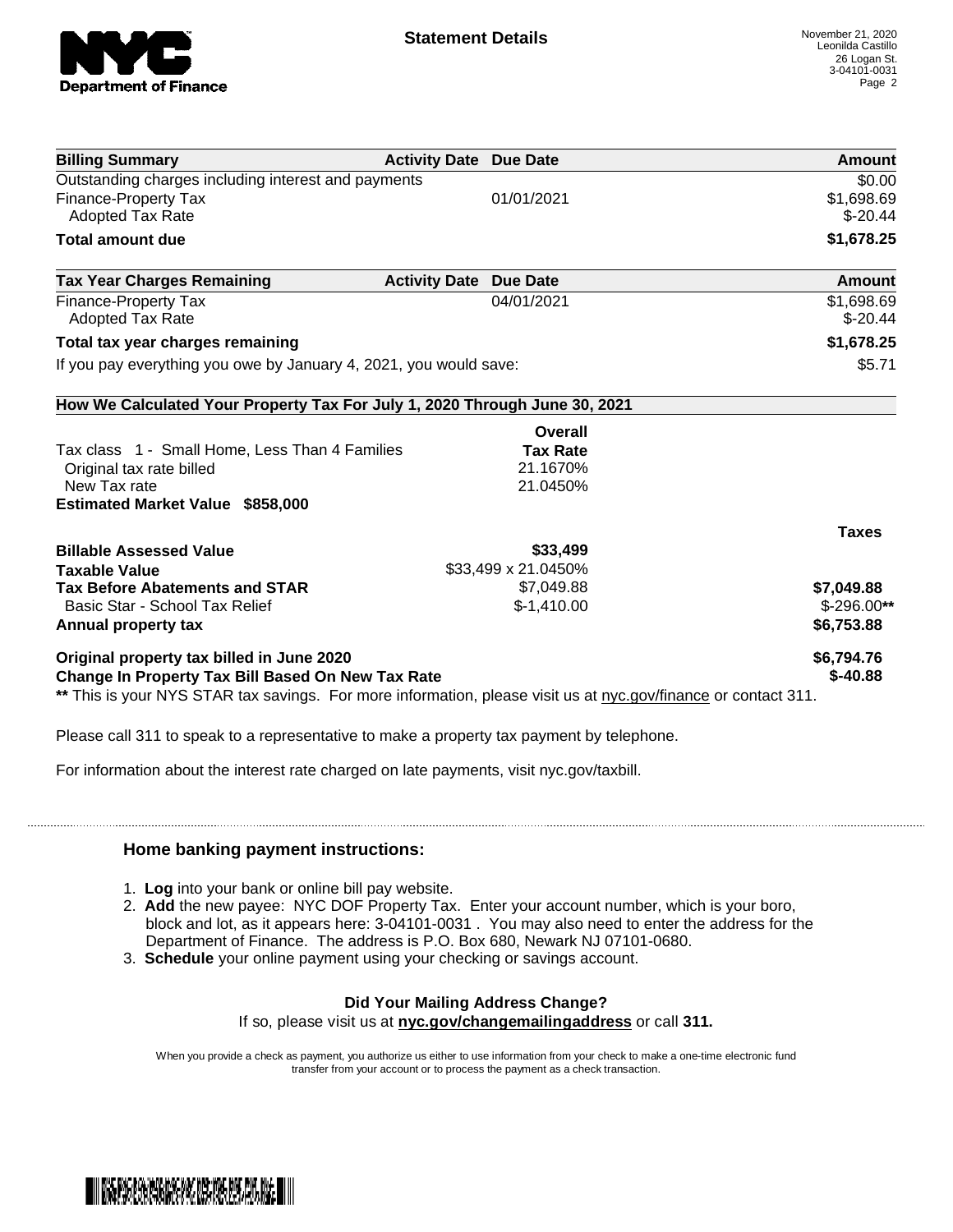# Statement Details

November 21, 2020
Leonilda Castillo
26 Logan St.
3-04101-0031

| Billing Summary | Activity Date | Due Date | Amount |
|---|---|---|---|
| Outstanding charges including interest and payments | | | $0.00 |
| Finance-Property Tax | | 01/01/2021 | $1,698.69 |
| Adopted Tax Rate | | | $-20.44 |
| **Total amount due** | | | **$1,678.25** |

| Tax Year Charges Remaining | Activity Date | Due Date | Amount |
|---|---|---|---|
| Finance-Property Tax | | 04/01/2021 | $1,698.69 |
| Adopted Tax Rate | | | $-20.44 |
| **Total tax year charges remaining** | | | **$1,678.25** |
| If you pay everything you owe by January 4, 2021, you would save: | | | $5.71 |

**How We Calculated Your Property Tax For July 1, 2020 Through June 30, 2021**

| | Overall Tax Rate | Taxes |
|---|---|---|
| Tax class 1 - Small Home, Less Than 4 Families | | |
| Original tax rate billed | 21.1670% | |
| New Tax rate | 21.0450% | |
| **Estimated Market Value $858,000** | | |
| **Billable Assessed Value** | **$33,499** | |
| **Taxable Value** | $33,499 x 21.0450% | |
| **Tax Before Abatements and STAR** | $7,049.88 | **$7,049.88** |
| Basic Star - School Tax Relief | $-1,410.00 | $-296.00** |
| **Annual property tax** | | **$6,753.88** |
| **Original property tax billed in June 2020** | | **$6,794.76** |
| **Change In Property Tax Bill Based On New Tax Rate** | | **$-40.88** |

** This is your NYS STAR tax savings. For more information, please visit us at nyc.gov/finance or contact 311.

Please call 311 to speak to a representative to make a property tax payment by telephone.

For information about the interest rate charged on late payments, visit nyc.gov/taxbill.

## Home banking payment instructions:

1. **Log** into your bank or online bill pay website.
2. **Add** the new payee: NYC DOF Property Tax. Enter your account number, which is your boro, block and lot, as it appears here: 3-04101-0031 . You may also need to enter the address for the Department of Finance. The address is P.O. Box 680, Newark NJ 07101-0680.
3. **Schedule** your online payment using your checking or savings account.

**Did Your Mailing Address Change?**
If so, please visit us at **nyc.gov/changemailingaddress** or call **311.**

When you provide a check as payment, you authorize us either to use information from your check to make a one-time electronic fund transfer from your account or to process the payment as a check transaction.